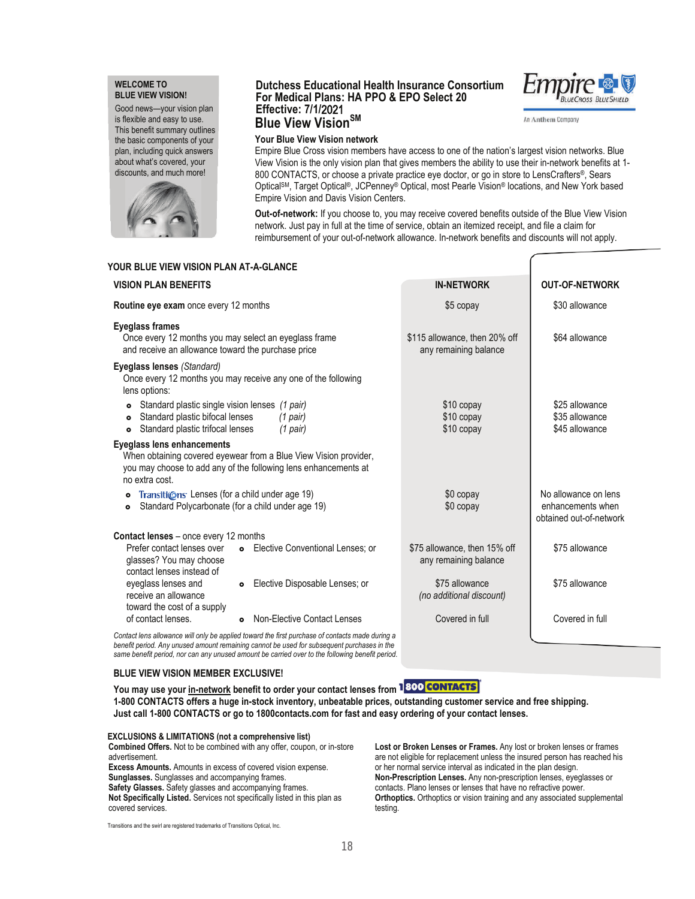**WELCOME TO BLUE VIEW VISION!**

Good news—your vision plan is flexible and easy to use. This benefit summary outlines the basic components of your plan, including quick answers about what's covered, your discounts, and much more!

## Dutchess Educational Health Insurance Consortium
## For Medical Plans: HA PPO & EPO Select 20
## Effective: 7/1/2021
## Blue View Vision℠

### Your Blue View Vision network

Empire Blue Cross vision members have access to one of the nation's largest vision networks. Blue View Vision is the only vision plan that gives members the ability to use their in-network benefits at 1-800 CONTACTS, or choose a private practice eye doctor, or go in store to LensCrafters®, Sears Optical℠, Target Optical®, JCPenney® Optical, most Pearle Vision® locations, and New York based Empire Vision and Davis Vision Centers.

**Out-of-network:** If you choose to, you may receive covered benefits outside of the Blue View Vision network. Just pay in full at the time of service, obtain an itemized receipt, and file a claim for reimbursement of your out-of-network allowance. In-network benefits and discounts will not apply.

### YOUR BLUE VIEW VISION PLAN AT-A-GLANCE

| VISION PLAN BENEFITS | IN-NETWORK | OUT-OF-NETWORK |
|---|---|---|
| **Routine eye exam** once every 12 months | $5 copay | $30 allowance |
| **Eyeglass frames** Once every 12 months you may select an eyeglass frame and receive an allowance toward the purchase price | $115 allowance, then 20% off any remaining balance | $64 allowance |
| **Eyeglass lenses** *(Standard)* Once every 12 months you may receive any one of the following lens options: | | |
| • Standard plastic single vision lenses *(1 pair)* | $10 copay | $25 allowance |
| • Standard plastic bifocal lenses *(1 pair)* | $10 copay | $35 allowance |
| • Standard plastic trifocal lenses *(1 pair)* | $10 copay | $45 allowance |
| **Eyeglass lens enhancements** When obtaining covered eyewear from a Blue View Vision provider, you may choose to add any of the following lens enhancements at no extra cost. | | |
| • Transitions Lenses (for a child under age 19) | $0 copay | No allowance on lens enhancements when obtained out-of-network |
| • Standard Polycarbonate (for a child under age 19) | $0 copay | |
| **Contact lenses** – once every 12 months. Prefer contact lenses over glasses? You may choose contact lenses instead of eyeglass lenses and receive an allowance toward the cost of a supply of contact lenses. | | |
| • Elective Conventional Lenses; or | $75 allowance, then 15% off any remaining balance | $75 allowance |
| • Elective Disposable Lenses; or | $75 allowance *(no additional discount)* | $75 allowance |
| • Non-Elective Contact Lenses | Covered in full | Covered in full |

*Contact lens allowance will only be applied toward the first purchase of contacts made during a benefit period. Any unused amount remaining cannot be used for subsequent purchases in the same benefit period, nor can any unused amount be carried over to the following benefit period.*

### BLUE VIEW VISION MEMBER EXCLUSIVE!

**You may use your in-network benefit to order your contact lenses from 1-800 CONTACTS.**
**1-800 CONTACTS offers a huge in-stock inventory, unbeatable prices, outstanding customer service and free shipping. Just call 1-800 CONTACTS or go to 1800contacts.com for fast and easy ordering of your contact lenses.**

### EXCLUSIONS & LIMITATIONS (not a comprehensive list)

**Combined Offers.** Not to be combined with any offer, coupon, or in-store advertisement.
**Excess Amounts.** Amounts in excess of covered vision expense.
**Sunglasses.** Sunglasses and accompanying frames.
**Safety Glasses.** Safety glasses and accompanying frames.
**Not Specifically Listed.** Services not specifically listed in this plan as covered services.
**Lost or Broken Lenses or Frames.** Any lost or broken lenses or frames are not eligible for replacement unless the insured person has reached his or her normal service interval as indicated in the plan design.
**Non-Prescription Lenses.** Any non-prescription lenses, eyeglasses or contacts. Plano lenses or lenses that have no refractive power.
**Orthoptics.** Orthoptics or vision training and any associated supplemental testing.

Transitions and the swirl are registered trademarks of Transitions Optical, Inc.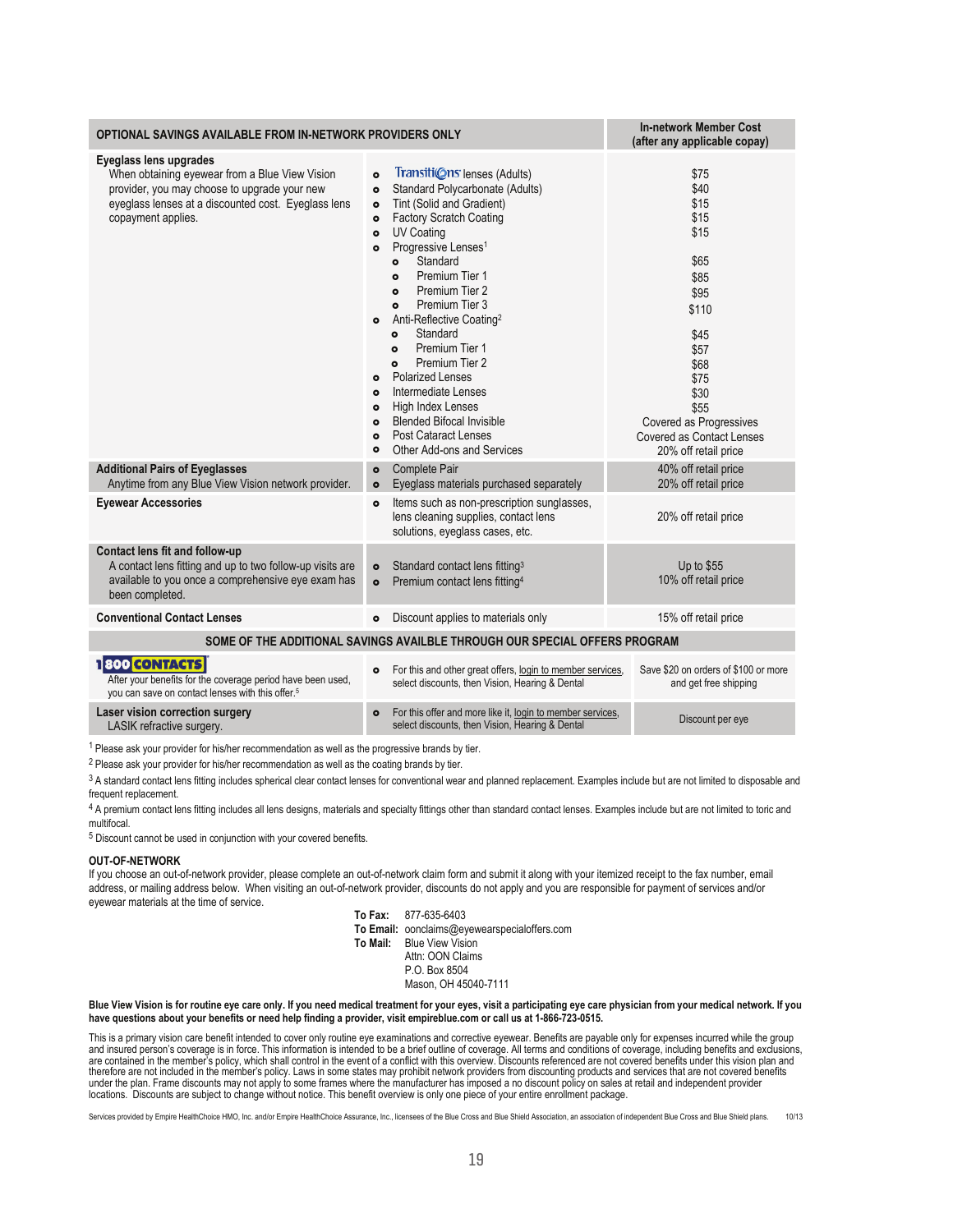| OPTIONAL SAVINGS AVAILABLE FROM IN-NETWORK PROVIDERS ONLY | | In-network Member Cost (after any applicable copay) |
|---|---|---|
| **Eyeglass lens upgrades**<br>When obtaining eyewear from a Blue View Vision provider, you may choose to upgrade your new eyeglass lenses at a discounted cost. Eyeglass lens copayment applies. | • Transitions lenses (Adults)<br>• Standard Polycarbonate (Adults)<br>• Tint (Solid and Gradient)<br>• Factory Scratch Coating<br>• UV Coating<br>• Progressive Lenses[1]<br>  ◦ Standard<br>  ◦ Premium Tier 1<br>  ◦ Premium Tier 2<br>  ◦ Premium Tier 3<br>• Anti-Reflective Coating[2]<br>  ◦ Standard<br>  ◦ Premium Tier 1<br>  ◦ Premium Tier 2<br>• Polarized Lenses<br>• Intermediate Lenses<br>• High Index Lenses<br>• Blended Bifocal Invisible<br>• Post Cataract Lenses<br>• Other Add-ons and Services | $75<br>$40<br>$15<br>$15<br>$15<br><br>$65<br>$85<br>$95<br>$110<br><br>$45<br>$57<br>$68<br>$75<br>$30<br>$55<br>Covered as Progressives<br>Covered as Contact Lenses<br>20% off retail price |
| **Additional Pairs of Eyeglasses**<br>Anytime from any Blue View Vision network provider. | • Complete Pair<br>• Eyeglass materials purchased separately | 40% off retail price<br>20% off retail price |
| **Eyewear Accessories** | • Items such as non-prescription sunglasses, lens cleaning supplies, contact lens solutions, eyeglass cases, etc. | 20% off retail price |
| **Contact lens fit and follow-up**<br>A contact lens fitting and up to two follow-up visits are available to you once a comprehensive eye exam has been completed. | • Standard contact lens fitting[3]<br>• Premium contact lens fitting[4] | Up to $55<br>10% off retail price |
| **Conventional Contact Lenses** | • Discount applies to materials only | 15% off retail price |
| **SOME OF THE ADDITIONAL SAVINGS AVAILBLE THROUGH OUR SPECIAL OFFERS PROGRAM** | | |
| **1 800 CONTACTS**<br>After your benefits for the coverage period have been used, you can save on contact lenses with this offer.[5] | • For this and other great offers, login to member services, select discounts, then Vision, Hearing & Dental | Save $20 on orders of $100 or more and get free shipping |
| **Laser vision correction surgery**<br>LASIK refractive surgery. | • For this offer and more like it, login to member services, select discounts, then Vision, Hearing & Dental | Discount per eye |

[1] Please ask your provider for his/her recommendation as well as the progressive brands by tier.

[2] Please ask your provider for his/her recommendation as well as the coating brands by tier.

[3] A standard contact lens fitting includes spherical clear contact lenses for conventional wear and planned replacement. Examples include but are not limited to disposable and frequent replacement.

[4] A premium contact lens fitting includes all lens designs, materials and specialty fittings other than standard contact lenses. Examples include but are not limited to toric and multifocal.

[5] Discount cannot be used in conjunction with your covered benefits.

**OUT-OF-NETWORK**

If you choose an out-of-network provider, please complete an out-of-network claim form and submit it along with your itemized receipt to the fax number, email address, or mailing address below. When visiting an out-of-network provider, discounts do not apply and you are responsible for payment of services and/or eyewear materials at the time of service.

**To Fax:** 877-635-6403
**To Email:** oonclaims@eyewearspecialoffers.com
**To Mail:** Blue View Vision
Attn: OON Claims
P.O. Box 8504
Mason, OH 45040-7111

**Blue View Vision is for routine eye care only. If you need medical treatment for your eyes, visit a participating eye care physician from your medical network. If you have questions about your benefits or need help finding a provider, visit empireblue.com or call us at 1-866-723-0515.**

This is a primary vision care benefit intended to cover only routine eye examinations and corrective eyewear. Benefits are payable only for expenses incurred while the group and insured person's coverage is in force. This information is intended to be a brief outline of coverage. All terms and conditions of coverage, including benefits and exclusions, are contained in the member's policy, which shall control in the event of a conflict with this overview. Discounts referenced are not covered benefits under this vision plan and therefore are not included in the member's policy. Laws in some states may prohibit network providers from discounting products and services that are not covered benefits under the plan. Frame discounts may not apply to some frames where the manufacturer has imposed a no discount policy on sales at retail and independent provider locations. Discounts are subject to change without notice. This benefit overview is only one piece of your entire enrollment package.

Services provided by Empire HealthChoice HMO, Inc. and/or Empire HealthChoice Assurance, Inc., licensees of the Blue Cross and Blue Shield Association, an association of independent Blue Cross and Blue Shield plans. 10/13